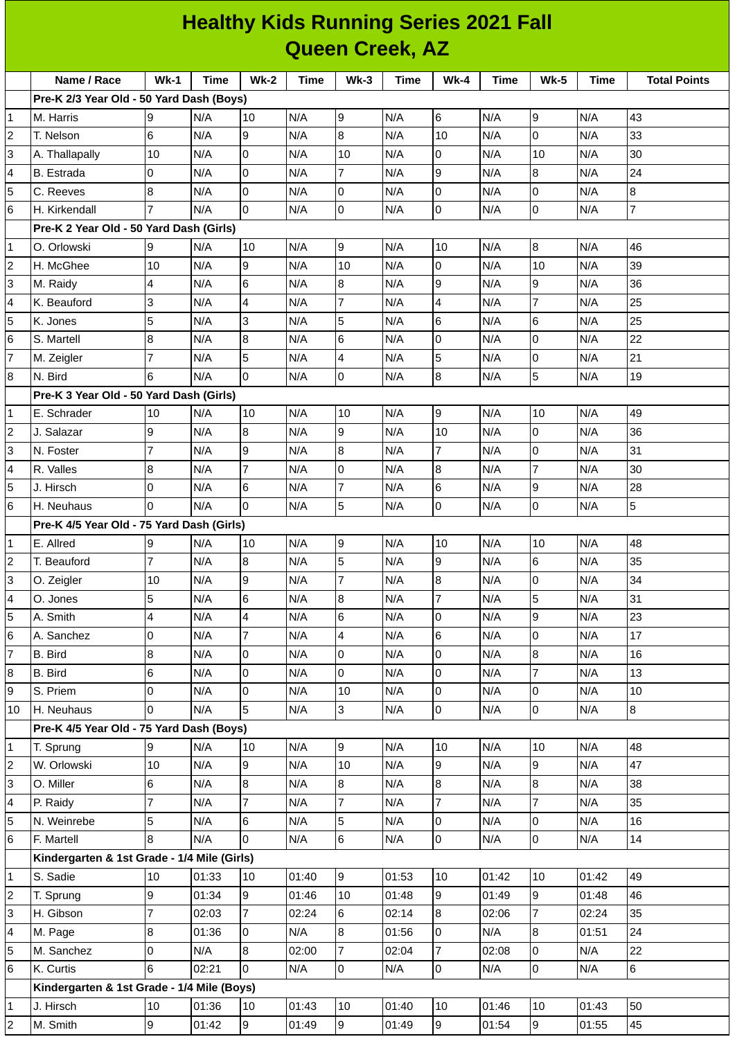# Healthy Kids Running Series 2021 Fall
## Queen Creek, AZ

| | Name / Race | Wk-1 | Time | Wk-2 | Time | Wk-3 | Time | Wk-4 | Time | Wk-5 | Time | Total Points |
|---|---|---|---|---|---|---|---|---|---|---|---|---|
| | **Pre-K 2/3 Year Old - 50 Yard Dash (Boys)** | | | | | | | | | | | |
| 1 | M. Harris | 9 | N/A | 10 | N/A | 9 | N/A | 6 | N/A | 9 | N/A | 43 |
| 2 | T. Nelson | 6 | N/A | 9 | N/A | 8 | N/A | 10 | N/A | 0 | N/A | 33 |
| 3 | A. Thallapally | 10 | N/A | 0 | N/A | 10 | N/A | 0 | N/A | 10 | N/A | 30 |
| 4 | B. Estrada | 0 | N/A | 0 | N/A | 7 | N/A | 9 | N/A | 8 | N/A | 24 |
| 5 | C. Reeves | 8 | N/A | 0 | N/A | 0 | N/A | 0 | N/A | 0 | N/A | 8 |
| 6 | H. Kirkendall | 7 | N/A | 0 | N/A | 0 | N/A | 0 | N/A | 0 | N/A | 7 |
| | **Pre-K 2 Year Old - 50 Yard Dash (Girls)** | | | | | | | | | | | |
| 1 | O. Orlowski | 9 | N/A | 10 | N/A | 9 | N/A | 10 | N/A | 8 | N/A | 46 |
| 2 | H. McGhee | 10 | N/A | 9 | N/A | 10 | N/A | 0 | N/A | 10 | N/A | 39 |
| 3 | M. Raidy | 4 | N/A | 6 | N/A | 8 | N/A | 9 | N/A | 9 | N/A | 36 |
| 4 | K. Beauford | 3 | N/A | 4 | N/A | 7 | N/A | 4 | N/A | 7 | N/A | 25 |
| 5 | K. Jones | 5 | N/A | 3 | N/A | 5 | N/A | 6 | N/A | 6 | N/A | 25 |
| 6 | S. Martell | 8 | N/A | 8 | N/A | 6 | N/A | 0 | N/A | 0 | N/A | 22 |
| 7 | M. Zeigler | 7 | N/A | 5 | N/A | 4 | N/A | 5 | N/A | 0 | N/A | 21 |
| 8 | N. Bird | 6 | N/A | 0 | N/A | 0 | N/A | 8 | N/A | 5 | N/A | 19 |
| | **Pre-K 3 Year Old - 50 Yard Dash (Girls)** | | | | | | | | | | | |
| 1 | E. Schrader | 10 | N/A | 10 | N/A | 10 | N/A | 9 | N/A | 10 | N/A | 49 |
| 2 | J. Salazar | 9 | N/A | 8 | N/A | 9 | N/A | 10 | N/A | 0 | N/A | 36 |
| 3 | N. Foster | 7 | N/A | 9 | N/A | 8 | N/A | 7 | N/A | 0 | N/A | 31 |
| 4 | R. Valles | 8 | N/A | 7 | N/A | 0 | N/A | 8 | N/A | 7 | N/A | 30 |
| 5 | J. Hirsch | 0 | N/A | 6 | N/A | 7 | N/A | 6 | N/A | 9 | N/A | 28 |
| 6 | H. Neuhaus | 0 | N/A | 0 | N/A | 5 | N/A | 0 | N/A | 0 | N/A | 5 |
| | **Pre-K 4/5 Year Old - 75 Yard Dash (Girls)** | | | | | | | | | | | |
| 1 | E. Allred | 9 | N/A | 10 | N/A | 9 | N/A | 10 | N/A | 10 | N/A | 48 |
| 2 | T. Beauford | 7 | N/A | 8 | N/A | 5 | N/A | 9 | N/A | 6 | N/A | 35 |
| 3 | O. Zeigler | 10 | N/A | 9 | N/A | 7 | N/A | 8 | N/A | 0 | N/A | 34 |
| 4 | O. Jones | 5 | N/A | 6 | N/A | 8 | N/A | 7 | N/A | 5 | N/A | 31 |
| 5 | A. Smith | 4 | N/A | 4 | N/A | 6 | N/A | 0 | N/A | 9 | N/A | 23 |
| 6 | A. Sanchez | 0 | N/A | 7 | N/A | 4 | N/A | 6 | N/A | 0 | N/A | 17 |
| 7 | B. Bird | 8 | N/A | 0 | N/A | 0 | N/A | 0 | N/A | 8 | N/A | 16 |
| 8 | B. Bird | 6 | N/A | 0 | N/A | 0 | N/A | 0 | N/A | 7 | N/A | 13 |
| 9 | S. Priem | 0 | N/A | 0 | N/A | 10 | N/A | 0 | N/A | 0 | N/A | 10 |
| 10 | H. Neuhaus | 0 | N/A | 5 | N/A | 3 | N/A | 0 | N/A | 0 | N/A | 8 |
| | **Pre-K 4/5 Year Old - 75 Yard Dash (Boys)** | | | | | | | | | | | |
| 1 | T. Sprung | 9 | N/A | 10 | N/A | 9 | N/A | 10 | N/A | 10 | N/A | 48 |
| 2 | W. Orlowski | 10 | N/A | 9 | N/A | 10 | N/A | 9 | N/A | 9 | N/A | 47 |
| 3 | O. Miller | 6 | N/A | 8 | N/A | 8 | N/A | 8 | N/A | 8 | N/A | 38 |
| 4 | P. Raidy | 7 | N/A | 7 | N/A | 7 | N/A | 7 | N/A | 7 | N/A | 35 |
| 5 | N. Weinrebe | 5 | N/A | 6 | N/A | 5 | N/A | 0 | N/A | 0 | N/A | 16 |
| 6 | F. Martell | 8 | N/A | 0 | N/A | 6 | N/A | 0 | N/A | 0 | N/A | 14 |
| | **Kindergarten & 1st Grade - 1/4 Mile (Girls)** | | | | | | | | | | | |
| 1 | S. Sadie | 10 | 01:33 | 10 | 01:40 | 9 | 01:53 | 10 | 01:42 | 10 | 01:42 | 49 |
| 2 | T. Sprung | 9 | 01:34 | 9 | 01:46 | 10 | 01:48 | 9 | 01:49 | 9 | 01:48 | 46 |
| 3 | H. Gibson | 7 | 02:03 | 7 | 02:24 | 6 | 02:14 | 8 | 02:06 | 7 | 02:24 | 35 |
| 4 | M. Page | 8 | 01:36 | 0 | N/A | 8 | 01:56 | 0 | N/A | 8 | 01:51 | 24 |
| 5 | M. Sanchez | 0 | N/A | 8 | 02:00 | 7 | 02:04 | 7 | 02:08 | 0 | N/A | 22 |
| 6 | K. Curtis | 6 | 02:21 | 0 | N/A | 0 | N/A | 0 | N/A | 0 | N/A | 6 |
| | **Kindergarten & 1st Grade - 1/4 Mile (Boys)** | | | | | | | | | | | |
| 1 | J. Hirsch | 10 | 01:36 | 10 | 01:43 | 10 | 01:40 | 10 | 01:46 | 10 | 01:43 | 50 |
| 2 | M. Smith | 9 | 01:42 | 9 | 01:49 | 9 | 01:49 | 9 | 01:54 | 9 | 01:55 | 45 |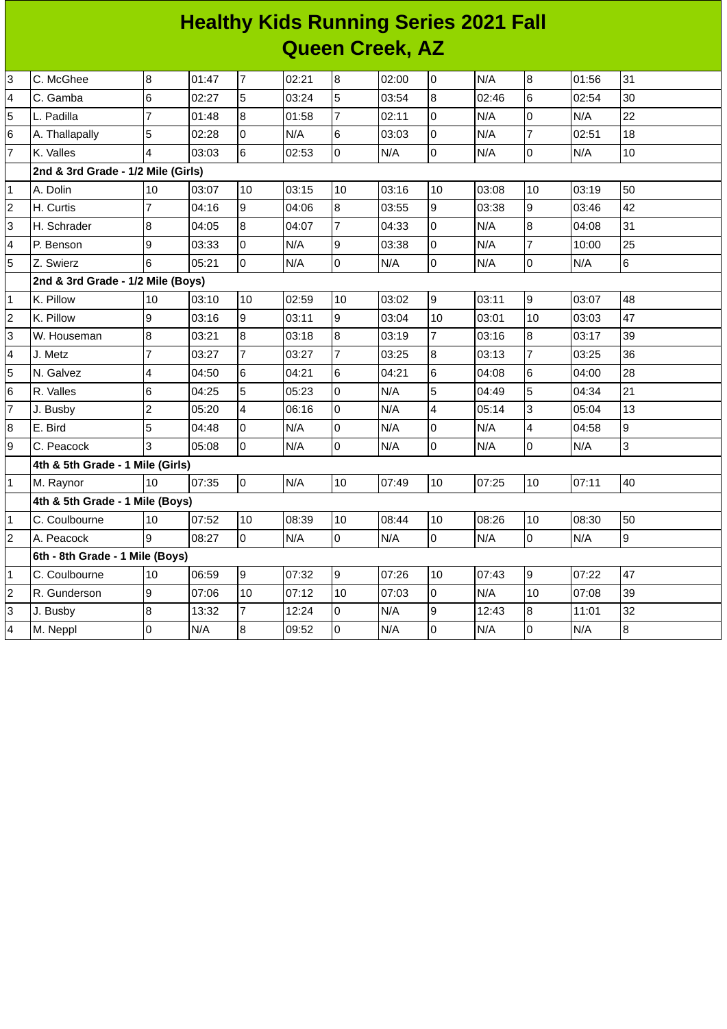# Healthy Kids Running Series 2021 Fall
## Queen Creek, AZ

| | | | | | | | | | | | | |
|---|---|---|---|---|---|---|---|---|---|---|---|---|
| 3 | C. McGhee | 8 | 01:47 | 7 | 02:21 | 8 | 02:00 | 0 | N/A | 8 | 01:56 | 31 |
| 4 | C. Gamba | 6 | 02:27 | 5 | 03:24 | 5 | 03:54 | 8 | 02:46 | 6 | 02:54 | 30 |
| 5 | L. Padilla | 7 | 01:48 | 8 | 01:58 | 7 | 02:11 | 0 | N/A | 0 | N/A | 22 |
| 6 | A. Thallapally | 5 | 02:28 | 0 | N/A | 6 | 03:03 | 0 | N/A | 7 | 02:51 | 18 |
| 7 | K. Valles | 4 | 03:03 | 6 | 02:53 | 0 | N/A | 0 | N/A | 0 | N/A | 10 |
| | **2nd & 3rd Grade - 1/2 Mile (Girls)** | | | | | | | | | | | |
| 1 | A. Dolin | 10 | 03:07 | 10 | 03:15 | 10 | 03:16 | 10 | 03:08 | 10 | 03:19 | 50 |
| 2 | H. Curtis | 7 | 04:16 | 9 | 04:06 | 8 | 03:55 | 9 | 03:38 | 9 | 03:46 | 42 |
| 3 | H. Schrader | 8 | 04:05 | 8 | 04:07 | 7 | 04:33 | 0 | N/A | 8 | 04:08 | 31 |
| 4 | P. Benson | 9 | 03:33 | 0 | N/A | 9 | 03:38 | 0 | N/A | 7 | 10:00 | 25 |
| 5 | Z. Swierz | 6 | 05:21 | 0 | N/A | 0 | N/A | 0 | N/A | 0 | N/A | 6 |
| | **2nd & 3rd Grade - 1/2 Mile (Boys)** | | | | | | | | | | | |
| 1 | K. Pillow | 10 | 03:10 | 10 | 02:59 | 10 | 03:02 | 9 | 03:11 | 9 | 03:07 | 48 |
| 2 | K. Pillow | 9 | 03:16 | 9 | 03:11 | 9 | 03:04 | 10 | 03:01 | 10 | 03:03 | 47 |
| 3 | W. Houseman | 8 | 03:21 | 8 | 03:18 | 8 | 03:19 | 7 | 03:16 | 8 | 03:17 | 39 |
| 4 | J. Metz | 7 | 03:27 | 7 | 03:27 | 7 | 03:25 | 8 | 03:13 | 7 | 03:25 | 36 |
| 5 | N. Galvez | 4 | 04:50 | 6 | 04:21 | 6 | 04:21 | 6 | 04:08 | 6 | 04:00 | 28 |
| 6 | R. Valles | 6 | 04:25 | 5 | 05:23 | 0 | N/A | 5 | 04:49 | 5 | 04:34 | 21 |
| 7 | J. Busby | 2 | 05:20 | 4 | 06:16 | 0 | N/A | 4 | 05:14 | 3 | 05:04 | 13 |
| 8 | E. Bird | 5 | 04:48 | 0 | N/A | 0 | N/A | 0 | N/A | 4 | 04:58 | 9 |
| 9 | C. Peacock | 3 | 05:08 | 0 | N/A | 0 | N/A | 0 | N/A | 0 | N/A | 3 |
| | **4th & 5th Grade - 1 Mile (Girls)** | | | | | | | | | | | |
| 1 | M. Raynor | 10 | 07:35 | 0 | N/A | 10 | 07:49 | 10 | 07:25 | 10 | 07:11 | 40 |
| | **4th & 5th Grade - 1 Mile (Boys)** | | | | | | | | | | | |
| 1 | C. Coulbourne | 10 | 07:52 | 10 | 08:39 | 10 | 08:44 | 10 | 08:26 | 10 | 08:30 | 50 |
| 2 | A. Peacock | 9 | 08:27 | 0 | N/A | 0 | N/A | 0 | N/A | 0 | N/A | 9 |
| | **6th - 8th Grade - 1 Mile (Boys)** | | | | | | | | | | | |
| 1 | C. Coulbourne | 10 | 06:59 | 9 | 07:32 | 9 | 07:26 | 10 | 07:43 | 9 | 07:22 | 47 |
| 2 | R. Gunderson | 9 | 07:06 | 10 | 07:12 | 10 | 07:03 | 0 | N/A | 10 | 07:08 | 39 |
| 3 | J. Busby | 8 | 13:32 | 7 | 12:24 | 0 | N/A | 9 | 12:43 | 8 | 11:01 | 32 |
| 4 | M. Neppl | 0 | N/A | 8 | 09:52 | 0 | N/A | 0 | N/A | 0 | N/A | 8 |